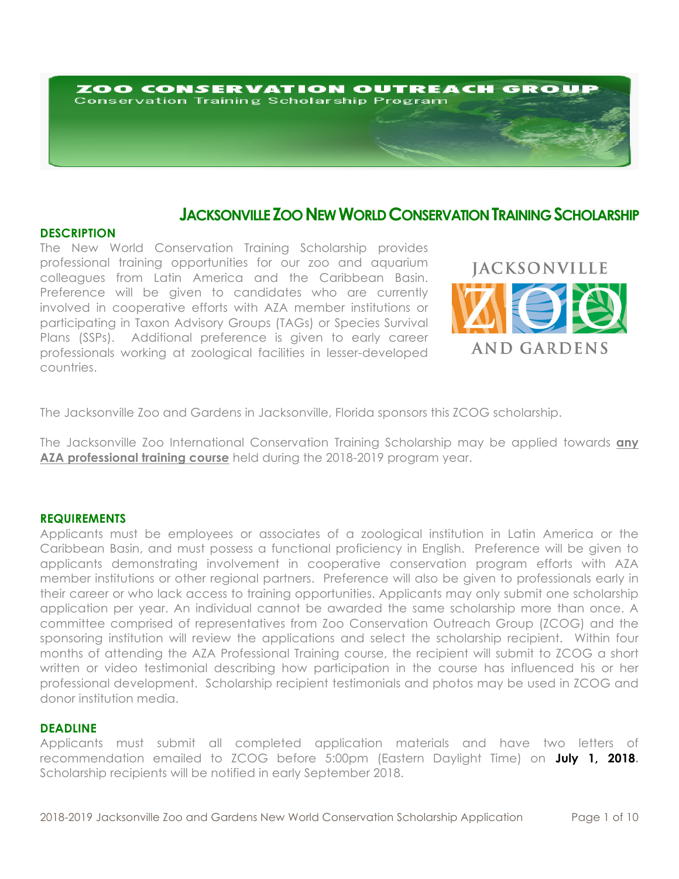ZOO CONSERVATION OUTREACH GROUP
Conservation Training Scholarship Program

# JACKSONVILLE ZOO NEW WORLD CONSERVATION TRAINING SCHOLARSHIP

## DESCRIPTION

The New World Conservation Training Scholarship provides professional training opportunities for our zoo and aquarium colleagues from Latin America and the Caribbean Basin. Preference will be given to candidates who are currently involved in cooperative efforts with AZA member institutions or participating in Taxon Advisory Groups (TAGs) or Species Survival Plans (SSPs). Additional preference is given to early career professionals working at zoological facilities in lesser-developed countries.

JACKSONVILLE ZOO AND GARDENS

The Jacksonville Zoo and Gardens in Jacksonville, Florida sponsors this ZCOG scholarship.

The Jacksonville Zoo International Conservation Training Scholarship may be applied towards **any AZA professional training course** held during the 2018-2019 program year.

## REQUIREMENTS

Applicants must be employees or associates of a zoological institution in Latin America or the Caribbean Basin, and must possess a functional proficiency in English. Preference will be given to applicants demonstrating involvement in cooperative conservation program efforts with AZA member institutions or other regional partners. Preference will also be given to professionals early in their career or who lack access to training opportunities. Applicants may only submit one scholarship application per year. An individual cannot be awarded the same scholarship more than once. A committee comprised of representatives from Zoo Conservation Outreach Group (ZCOG) and the sponsoring institution will review the applications and select the scholarship recipient. Within four months of attending the AZA Professional Training course, the recipient will submit to ZCOG a short written or video testimonial describing how participation in the course has influenced his or her professional development. Scholarship recipient testimonials and photos may be used in ZCOG and donor institution media.

## DEADLINE

Applicants must submit all completed application materials and have two letters of recommendation emailed to ZCOG before 5:00pm (Eastern Daylight Time) on **July 1, 2018**. Scholarship recipients will be notified in early September 2018.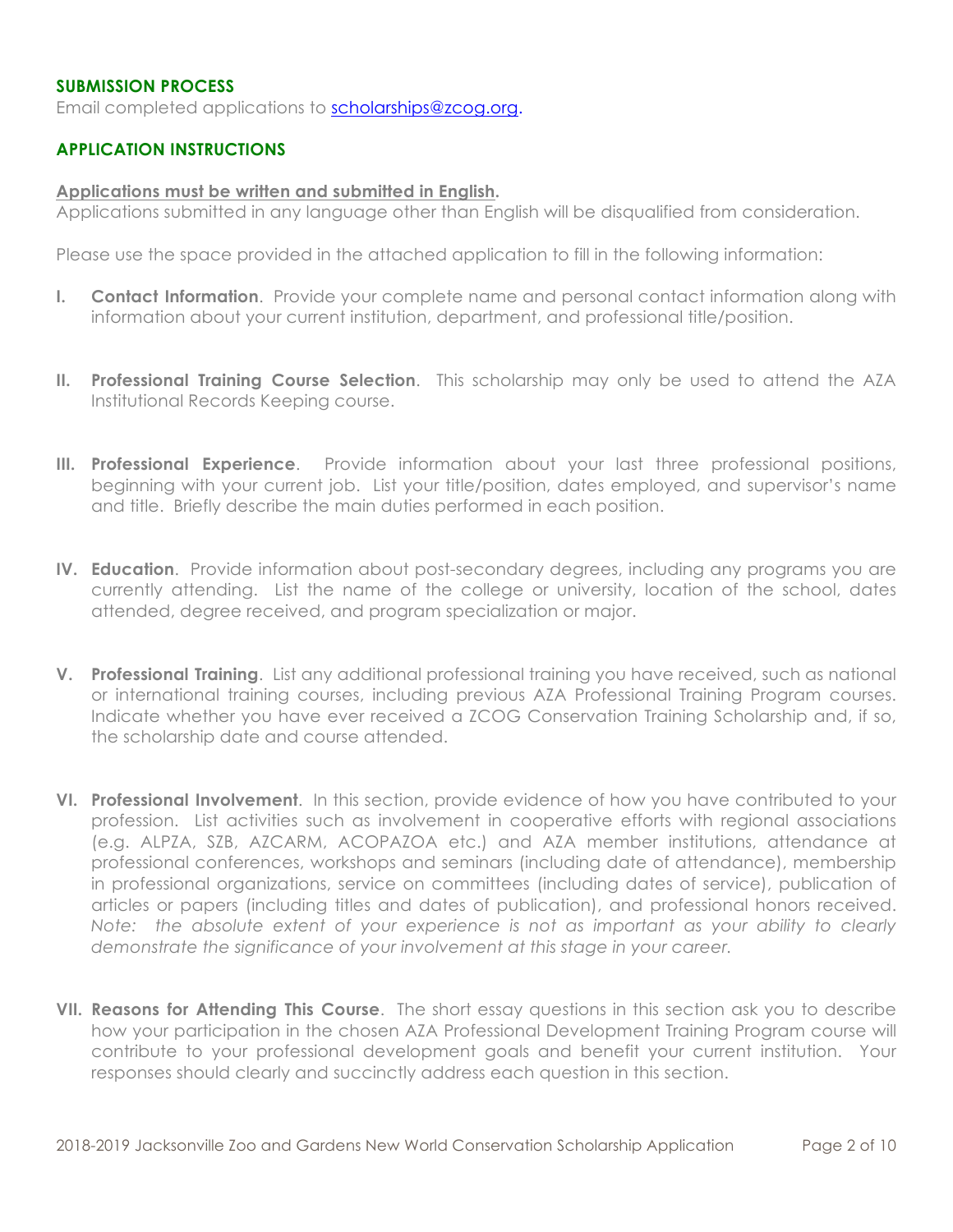## SUBMISSION PROCESS

Email completed applications to [scholarships@zcog.org](mailto:scholarships@zcog.org).

## APPLICATION INSTRUCTIONS

**Applications must be written and submitted in English.**
Applications submitted in any language other than English will be disqualified from consideration.

Please use the space provided in the attached application to fill in the following information:

I. **Contact Information**. Provide your complete name and personal contact information along with information about your current institution, department, and professional title/position.

II. **Professional Training Course Selection**. This scholarship may only be used to attend the AZA Institutional Records Keeping course.

III. **Professional Experience**. Provide information about your last three professional positions, beginning with your current job. List your title/position, dates employed, and supervisor's name and title. Briefly describe the main duties performed in each position.

IV. **Education**. Provide information about post-secondary degrees, including any programs you are currently attending. List the name of the college or university, location of the school, dates attended, degree received, and program specialization or major.

V. **Professional Training**. List any additional professional training you have received, such as national or international training courses, including previous AZA Professional Training Program courses. Indicate whether you have ever received a ZCOG Conservation Training Scholarship and, if so, the scholarship date and course attended.

VI. **Professional Involvement**. In this section, provide evidence of how you have contributed to your profession. List activities such as involvement in cooperative efforts with regional associations (e.g. ALPZA, SZB, AZCARM, ACOPAZOA etc.) and AZA member institutions, attendance at professional conferences, workshops and seminars (including date of attendance), membership in professional organizations, service on committees (including dates of service), publication of articles or papers (including titles and dates of publication), and professional honors received. *Note: the absolute extent of your experience is not as important as your ability to clearly demonstrate the significance of your involvement at this stage in your career.*

VII. **Reasons for Attending This Course**. The short essay questions in this section ask you to describe how your participation in the chosen AZA Professional Development Training Program course will contribute to your professional development goals and benefit your current institution. Your responses should clearly and succinctly address each question in this section.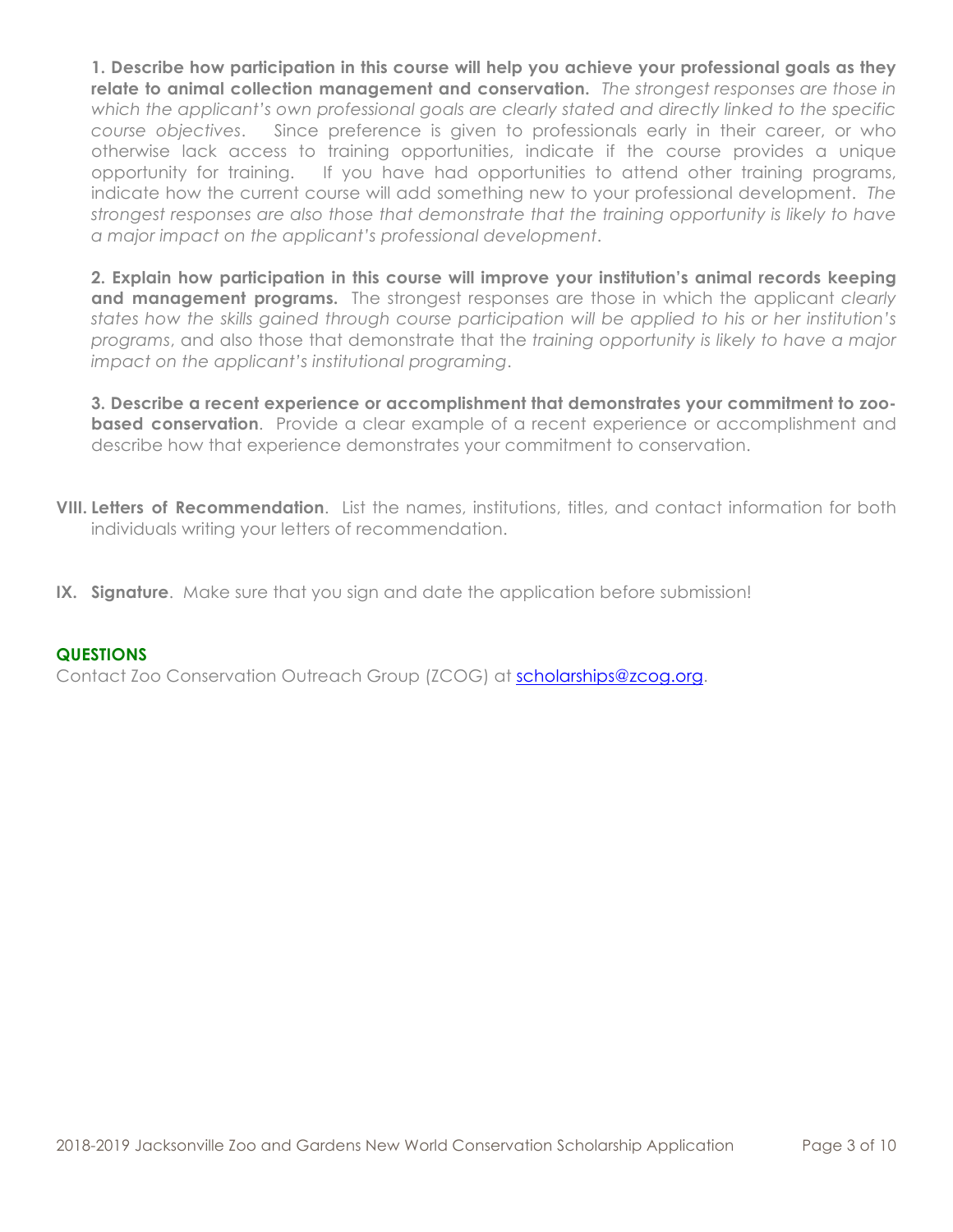**1. Describe how participation in this course will help you achieve your professional goals as they relate to animal collection management and conservation.** *The strongest responses are those in which the applicant's own professional goals are clearly stated and directly linked to the specific course objectives*. Since preference is given to professionals early in their career, or who otherwise lack access to training opportunities, indicate if the course provides a unique opportunity for training. If you have had opportunities to attend other training programs, indicate how the current course will add something new to your professional development. *The strongest responses are also those that demonstrate that the training opportunity is likely to have a major impact on the applicant's professional development*.

**2. Explain how participation in this course will improve your institution's animal records keeping and management programs.** The strongest responses are those in which the applicant *clearly states how the skills gained through course participation will be applied to his or her institution's programs*, and also those that demonstrate that the *training opportunity is likely to have a major impact on the applicant's institutional programing*.

**3. Describe a recent experience or accomplishment that demonstrates your commitment to zoo-based conservation**. Provide a clear example of a recent experience or accomplishment and describe how that experience demonstrates your commitment to conservation.

**VIII. Letters of Recommendation**. List the names, institutions, titles, and contact information for both individuals writing your letters of recommendation.

**IX. Signature**. Make sure that you sign and date the application before submission!

## QUESTIONS

Contact Zoo Conservation Outreach Group (ZCOG) at scholarships@zcog.org.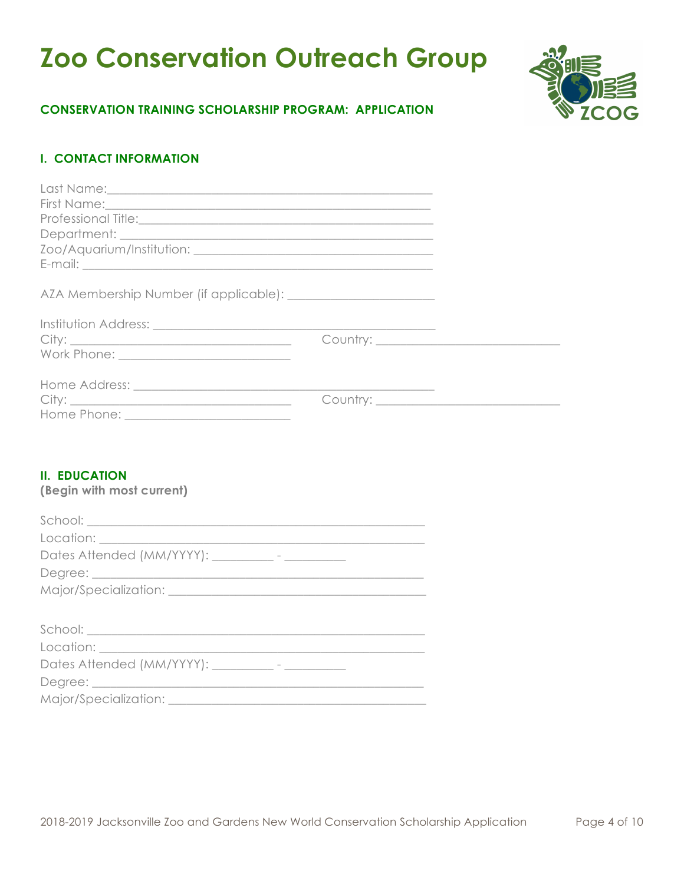# Zoo Conservation Outreach Group

**CONSERVATION TRAINING SCHOLARSHIP PROGRAM: APPLICATION**

## I. CONTACT INFORMATION

Last Name:_______________________________________________

First Name:_______________________________________________

Professional Title:__________________________________________

Department: _____________________________________________

Zoo/Aquarium/Institution: __________________________________

E-mail: _________________________________________________

AZA Membership Number (if applicable): ____________________

Institution Address: ________________________________________

City: ________________________________ Country: ___________________________

Work Phone: _________________________

Home Address: _____________________________________________

City: ________________________________ Country: ___________________________

Home Phone: _________________________

## II. EDUCATION

**(Begin with most current)**

School: _________________________________________________

Location: ________________________________________________

Dates Attended (MM/YYYY): _________ - _________

Degree: _________________________________________________

Major/Specialization: ______________________________________

School: _________________________________________________

Location: ________________________________________________

Dates Attended (MM/YYYY): _________ - _________

Degree: _________________________________________________

Major/Specialization: ______________________________________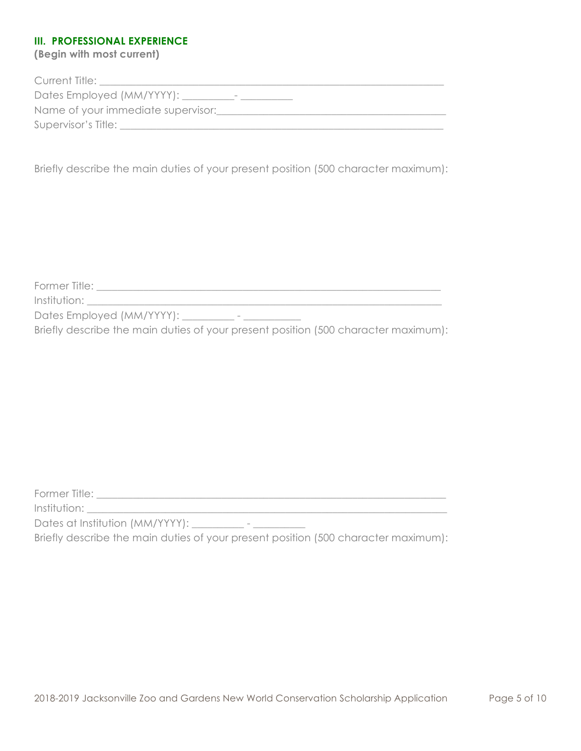### III. PROFESSIONAL EXPERIENCE

**(Begin with most current)**

Current Title: ____________________________________________________________

Dates Employed (MM/YYYY): _________- _________

Name of your immediate supervisor:_________________________________________

Supervisor's Title: _________________________________________________________

Briefly describe the main duties of your present position (500 character maximum):

Former Title: ______________________________________________________________

Institution: ________________________________________________________________

Dates Employed (MM/YYYY): _________ - __________

Briefly describe the main duties of your present position (500 character maximum):

Former Title: ______________________________________________________________

Institution: ________________________________________________________________

Dates at Institution (MM/YYYY): _________ - _________

Briefly describe the main duties of your present position (500 character maximum):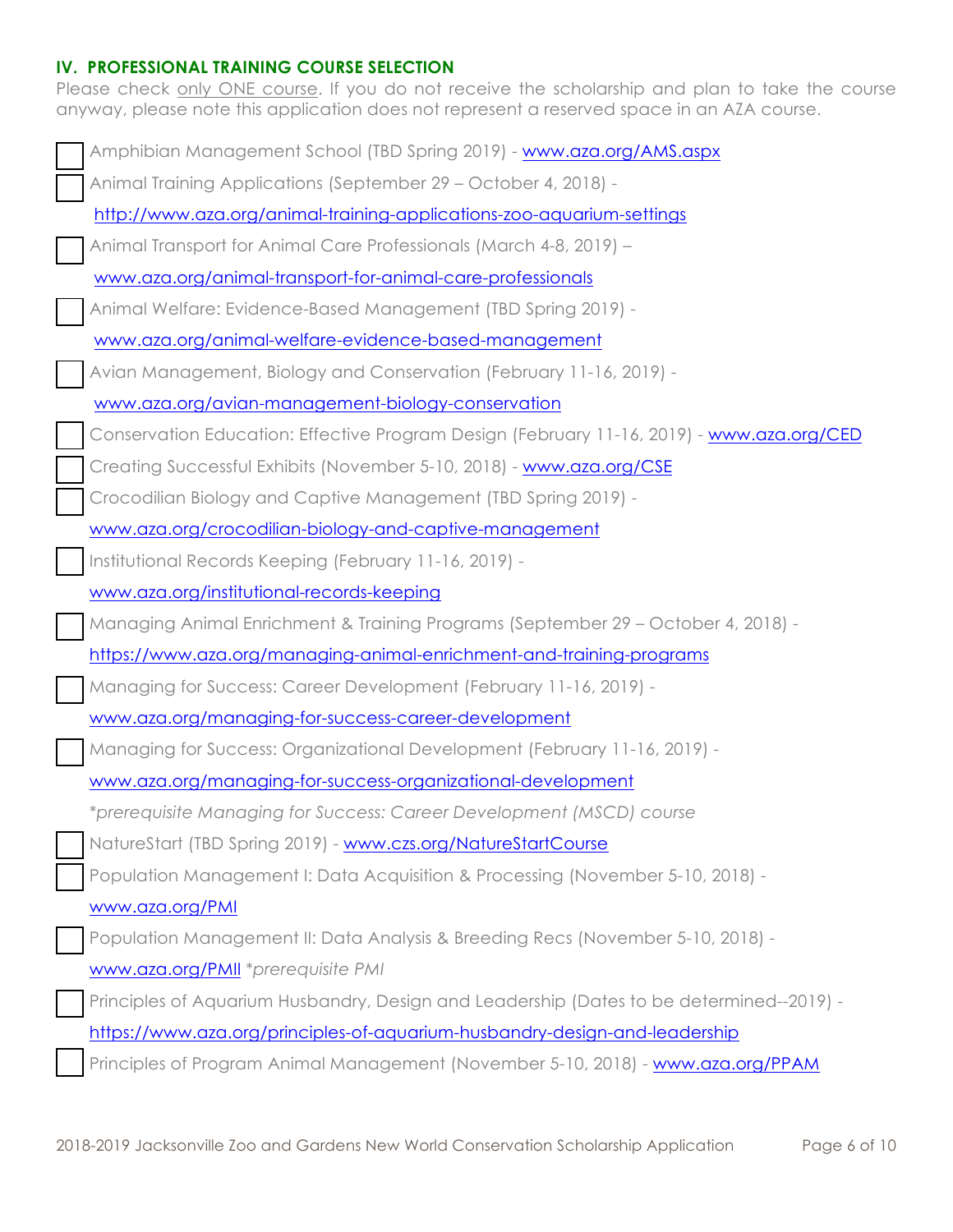## IV. PROFESSIONAL TRAINING COURSE SELECTION

Please check only ONE course. If you do not receive the scholarship and plan to take the course anyway, please note this application does not represent a reserved space in an AZA course.

- [ ] Amphibian Management School (TBD Spring 2019) - www.aza.org/AMS.aspx
- [ ] Animal Training Applications (September 29 – October 4, 2018) - http://www.aza.org/animal-training-applications-zoo-aquarium-settings
- [ ] Animal Transport for Animal Care Professionals (March 4-8, 2019) – www.aza.org/animal-transport-for-animal-care-professionals
- [ ] Animal Welfare: Evidence-Based Management (TBD Spring 2019) - www.aza.org/animal-welfare-evidence-based-management
- [ ] Avian Management, Biology and Conservation (February 11-16, 2019) - www.aza.org/avian-management-biology-conservation
- [ ] Conservation Education: Effective Program Design (February 11-16, 2019) - www.aza.org/CED
- [ ] Creating Successful Exhibits (November 5-10, 2018) - www.aza.org/CSE
- [ ] Crocodilian Biology and Captive Management (TBD Spring 2019) - www.aza.org/crocodilian-biology-and-captive-management
- [ ] Institutional Records Keeping (February 11-16, 2019) - www.aza.org/institutional-records-keeping
- [ ] Managing Animal Enrichment & Training Programs (September 29 – October 4, 2018) - https://www.aza.org/managing-animal-enrichment-and-training-programs
- [ ] Managing for Success: Career Development (February 11-16, 2019) - www.aza.org/managing-for-success-career-development
- [ ] Managing for Success: Organizational Development (February 11-16, 2019) - www.aza.org/managing-for-success-organizational-development
  *\*prerequisite Managing for Success: Career Development (MSCD) course*
- [ ] NatureStart (TBD Spring 2019) - www.czs.org/NatureStartCourse
- [ ] Population Management I: Data Acquisition & Processing (November 5-10, 2018) - www.aza.org/PMI
- [ ] Population Management II: Data Analysis & Breeding Recs (November 5-10, 2018) - www.aza.org/PMII *\*prerequisite PMI*
- [ ] Principles of Aquarium Husbandry, Design and Leadership (Dates to be determined--2019) - https://www.aza.org/principles-of-aquarium-husbandry-design-and-leadership
- [ ] Principles of Program Animal Management (November 5-10, 2018) - www.aza.org/PPAM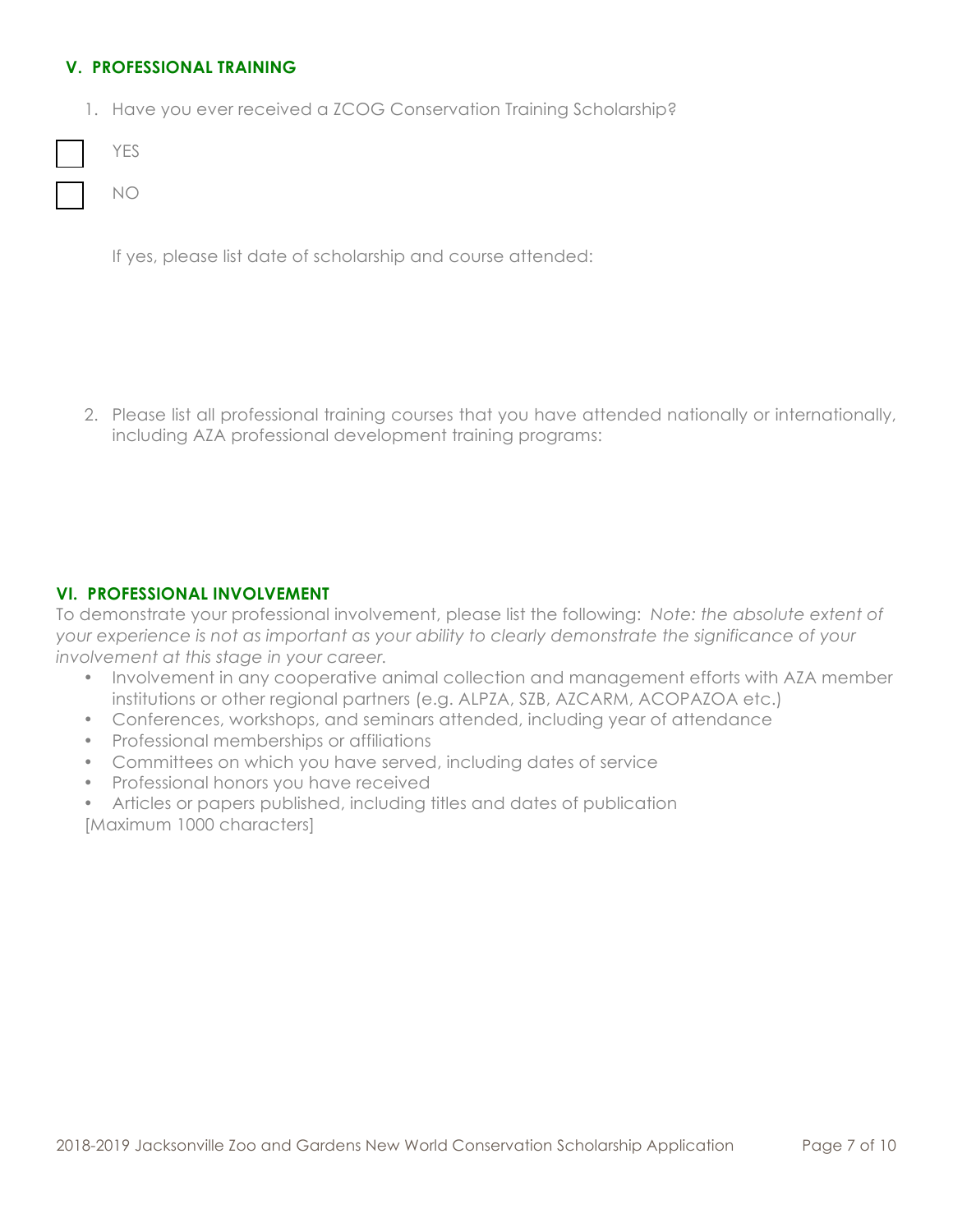## V. PROFESSIONAL TRAINING

1. Have you ever received a ZCOG Conservation Training Scholarship?

- [ ] YES
- [ ] NO

If yes, please list date of scholarship and course attended:

2. Please list all professional training courses that you have attended nationally or internationally, including AZA professional development training programs:

## VI. PROFESSIONAL INVOLVEMENT

To demonstrate your professional involvement, please list the following: *Note: the absolute extent of your experience is not as important as your ability to clearly demonstrate the significance of your involvement at this stage in your career.*

- Involvement in any cooperative animal collection and management efforts with AZA member institutions or other regional partners (e.g. ALPZA, SZB, AZCARM, ACOPAZOA etc.)
- Conferences, workshops, and seminars attended, including year of attendance
- Professional memberships or affiliations
- Committees on which you have served, including dates of service
- Professional honors you have received
- Articles or papers published, including titles and dates of publication

[Maximum 1000 characters]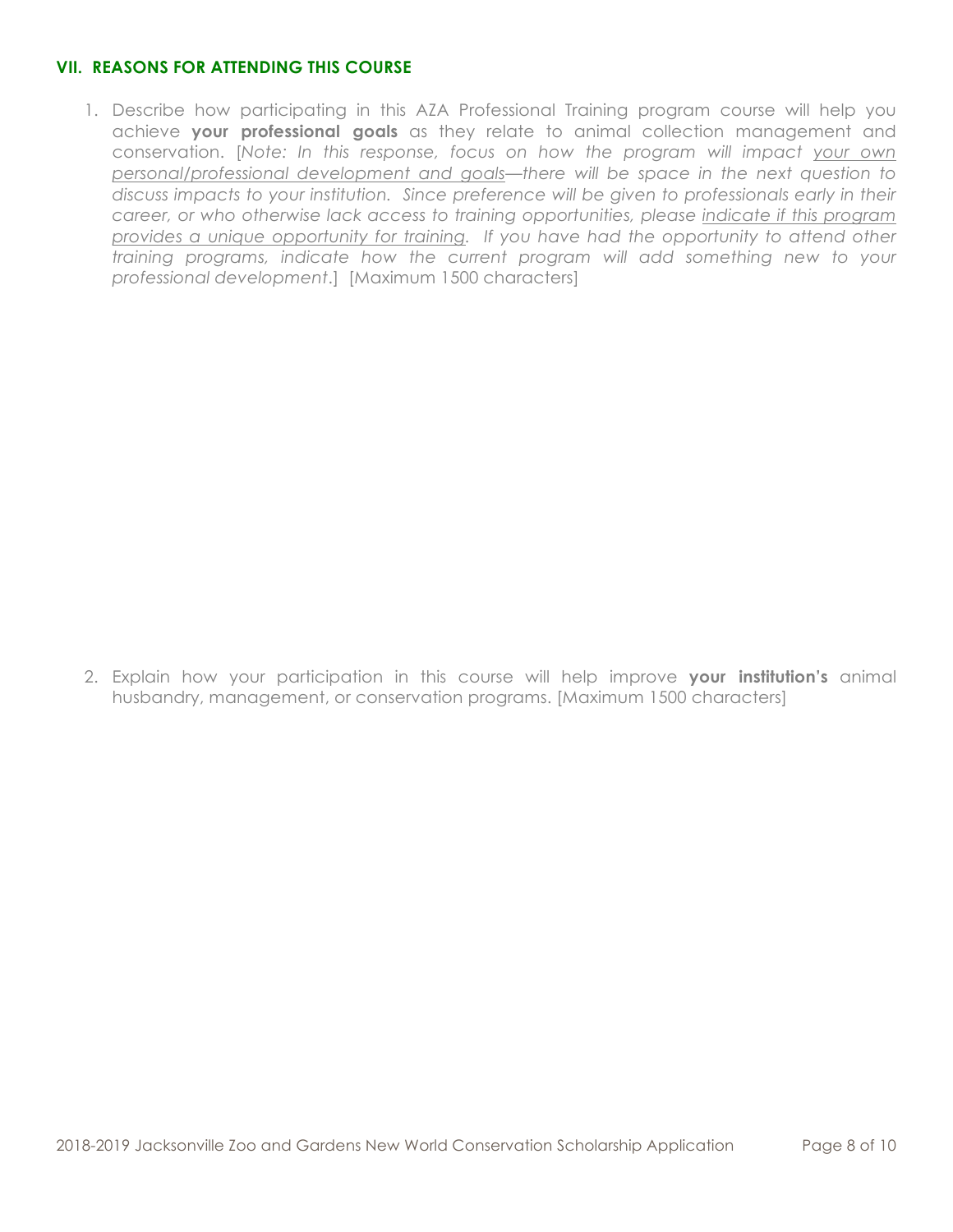## VII. REASONS FOR ATTENDING THIS COURSE

1. Describe how participating in this AZA Professional Training program course will help you achieve **your professional goals** as they relate to animal collection management and conservation. [*Note: In this response, focus on how the program will impact <u>your own personal/professional development and goals</u>—there will be space in the next question to discuss impacts to your institution. Since preference will be given to professionals early in their career, or who otherwise lack access to training opportunities, please <u>indicate if this program provides a unique opportunity for training</u>. If you have had the opportunity to attend other training programs, indicate how the current program will add something new to your professional development*.] [Maximum 1500 characters]

2. Explain how your participation in this course will help improve **your institution's** animal husbandry, management, or conservation programs. [Maximum 1500 characters]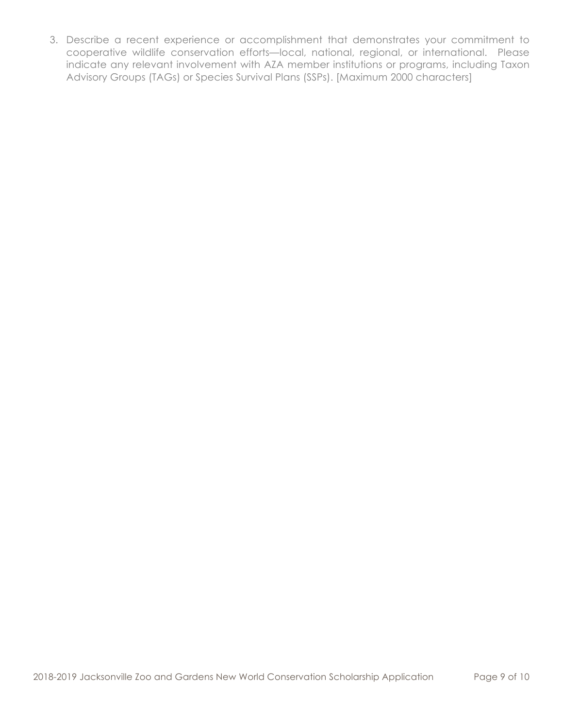3. Describe a recent experience or accomplishment that demonstrates your commitment to cooperative wildlife conservation efforts—local, national, regional, or international. Please indicate any relevant involvement with AZA member institutions or programs, including Taxon Advisory Groups (TAGs) or Species Survival Plans (SSPs). [Maximum 2000 characters]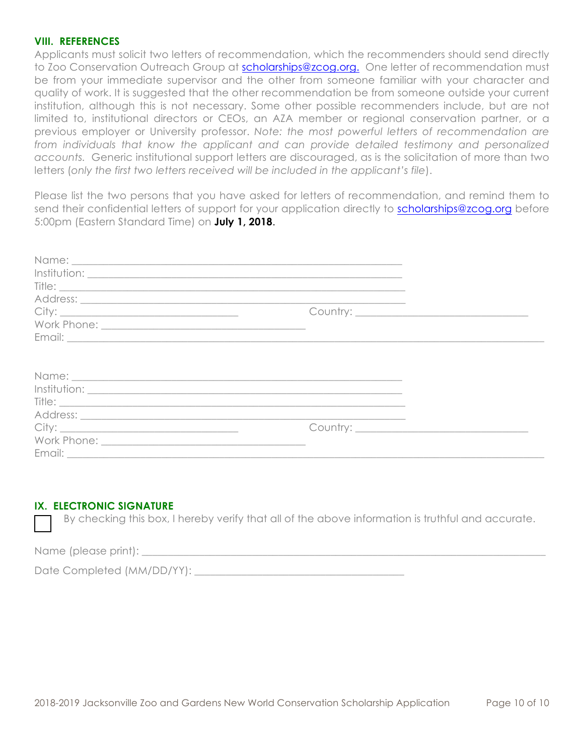## VIII. REFERENCES

Applicants must solicit two letters of recommendation, which the recommenders should send directly to Zoo Conservation Outreach Group at scholarships@zcog.org. One letter of recommendation must be from your immediate supervisor and the other from someone familiar with your character and quality of work. It is suggested that the other recommendation be from someone outside your current institution, although this is not necessary. Some other possible recommenders include, but are not limited to, institutional directors or CEOs, an AZA member or regional conservation partner, or a previous employer or University professor. *Note: the most powerful letters of recommendation are from individuals that know the applicant and can provide detailed testimony and personalized accounts.* Generic institutional support letters are discouraged, as is the solicitation of more than two letters (*only the first two letters received will be included in the applicant's file*).

Please list the two persons that you have asked for letters of recommendation, and remind them to send their confidential letters of support for your application directly to scholarships@zcog.org before 5:00pm (Eastern Standard Time) on **July 1, 2018**.

Name: ______________________________

Institution: ______________________________

Title: ______________________________

Address: ______________________________

City: ____________________ Country: ____________________

Work Phone: ______________________________

Email: ______________________________

Name: ______________________________

Institution: ______________________________

Title: ______________________________

Address: ______________________________

City: ____________________ Country: ____________________

Work Phone: ______________________________

Email: ______________________________

## IX. ELECTRONIC SIGNATURE

☐ By checking this box, I hereby verify that all of the above information is truthful and accurate.

Name (please print): ______________________________

Date Completed (MM/DD/YY): ______________________________